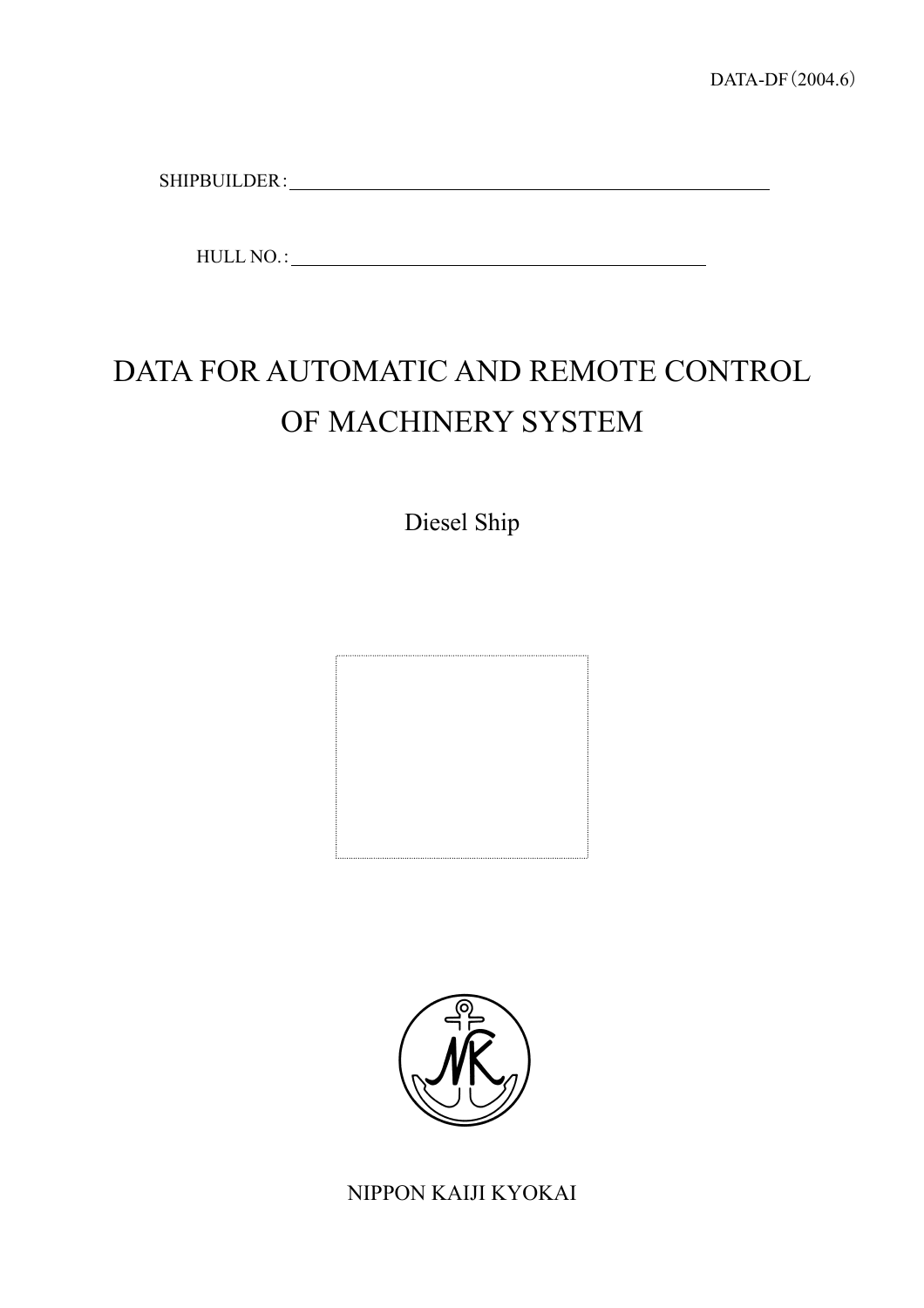DATA-DF（2004.6）

SHIPBUILDER : ____________________________________________

HULL NO. : ______________________________________

# DATA FOR AUTOMATIC AND REMOTE CONTROL OF MACHINERY SYSTEM

Diesel Ship

NIPPON KAIJI KYOKAI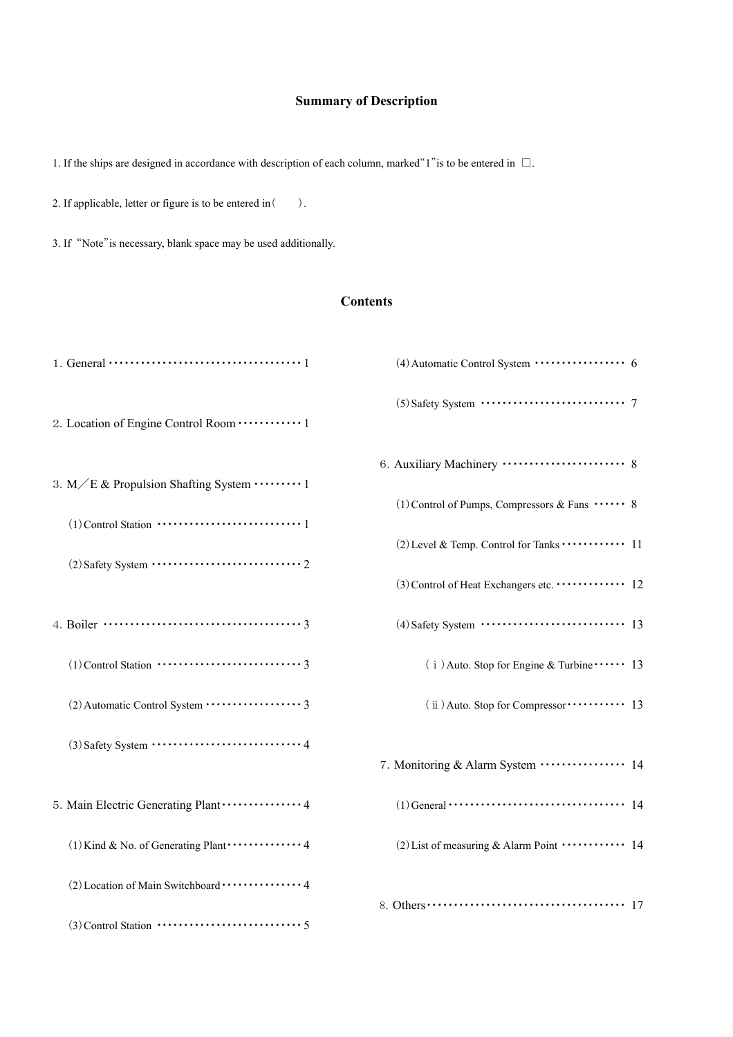## Summary of Description

1. If the ships are designed in accordance with description of each column, marked"1"is to be entered in □.

2. If applicable, letter or figure is to be entered in (　　).

3. If "Note"is necessary, blank space may be used additionally.

## Contents

1. General ··································· 1

2. Location of Engine Control Room ············ 1

3. M／E & Propulsion Shafting System ········· 1
   - (1) Control Station ·························· 1
   - (2) Safety System ···························· 2

4. Boiler ··································· 3
   - (1) Control Station ·························· 3
   - (2) Automatic Control System ················· 3
   - (3) Safety System ···························· 4

5. Main Electric Generating Plant ··············· 4
   - (1) Kind & No. of Generating Plant ············ 4
   - (2) Location of Main Switchboard ·············· 4
   - (3) Control Station ·························· 5
   - (4) Automatic Control System ················· 6
   - (5) Safety System ···························· 7

6. Auxiliary Machinery ························· 8
   - (1) Control of Pumps, Compressors & Fans ······ 8
   - (2) Level & Temp. Control for Tanks ············ 11
   - (3) Control of Heat Exchangers etc. ············· 12
   - (4) Safety System ···························· 13
     - (ⅰ) Auto. Stop for Engine & Turbine ······ 13
     - (ⅱ) Auto. Stop for Compressor ··········· 13

7. Monitoring & Alarm System ················· 14
   - (1) General ·································· 14
   - (2) List of measuring & Alarm Point ············ 14

8. Others ···································· 17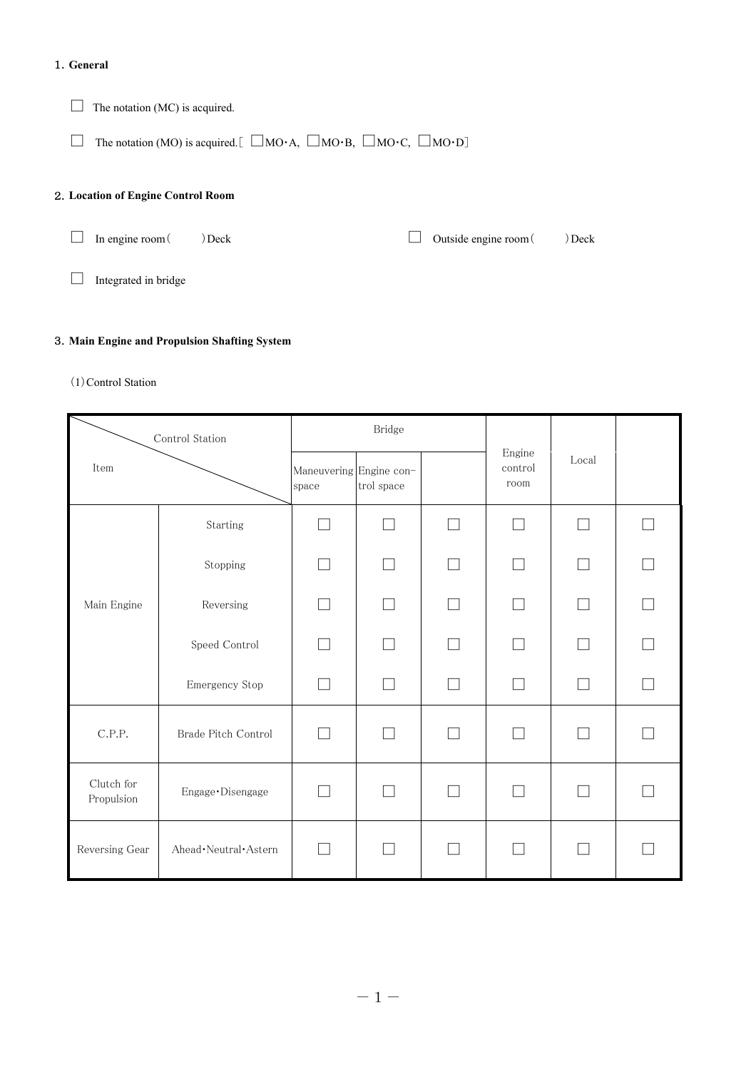## 1. General

☐ The notation (MC) is acquired.

☐ The notation (MO) is acquired.[ ☐MO･A, ☐MO･B, ☐MO･C, ☐MO･D]

## 2. Location of Engine Control Room

☐ In engine room(　　)Deck　　☐ Outside engine room(　　)Deck

☐ Integrated in bridge

## 3. Main Engine and Propulsion Shafting System

(1) Control Station

| Item \ Control Station | | Bridge | | | Engine control room | Local | |
|---|---|---|---|---|---|---|---|
| | | Maneuvering space | Engine control space | | | | |
| Main Engine | Starting | ☐ | ☐ | ☐ | ☐ | ☐ | ☐ |
| | Stopping | ☐ | ☐ | ☐ | ☐ | ☐ | ☐ |
| | Reversing | ☐ | ☐ | ☐ | ☐ | ☐ | ☐ |
| | Speed Control | ☐ | ☐ | ☐ | ☐ | ☐ | ☐ |
| | Emergency Stop | ☐ | ☐ | ☐ | ☐ | ☐ | ☐ |
| C.P.P. | Brade Pitch Control | ☐ | ☐ | ☐ | ☐ | ☐ | ☐ |
| Clutch for Propulsion | Engage･Disengage | ☐ | ☐ | ☐ | ☐ | ☐ | ☐ |
| Reversing Gear | Ahead･Neutral･Astern | ☐ | ☐ | ☐ | ☐ | ☐ | ☐ |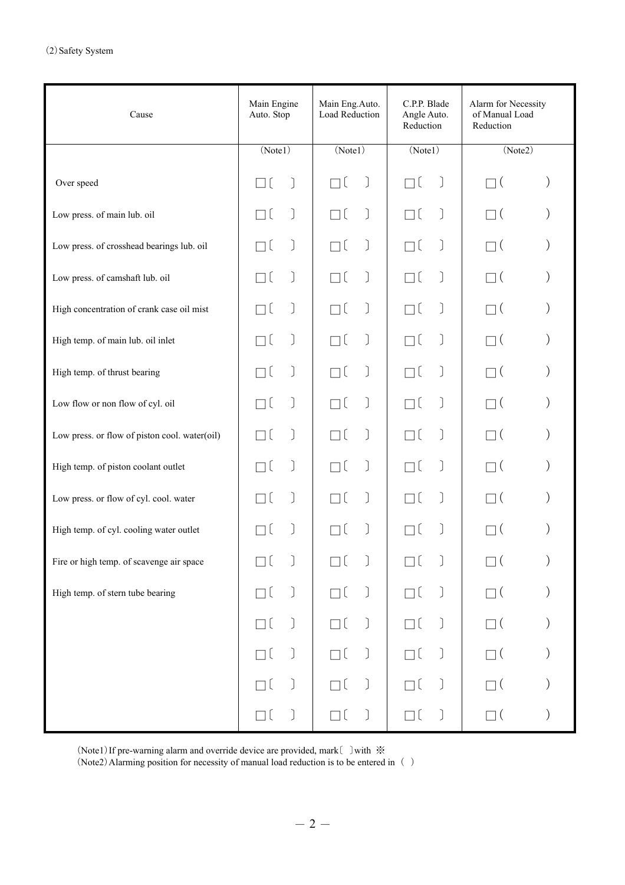(2) Safety System

| Cause | Main Engine Auto. Stop | Main Eng.Auto. Load Reduction | C.P.P. Blade Angle Auto. Reduction | Alarm for Necessity of Manual Load Reduction |
|---|---|---|---|---|
| | (Note1) | (Note1) | (Note1) | (Note2) |
| Over speed | □〔 〕 | □〔 〕 | □〔 〕 | □ ( ) |
| Low press. of main lub. oil | □〔 〕 | □〔 〕 | □〔 〕 | □ ( ) |
| Low press. of crosshead bearings lub. oil | □〔 〕 | □〔 〕 | □〔 〕 | □ ( ) |
| Low press. of camshaft lub. oil | □〔 〕 | □〔 〕 | □〔 〕 | □ ( ) |
| High concentration of crank case oil mist | □〔 〕 | □〔 〕 | □〔 〕 | □ ( ) |
| High temp. of main lub. oil inlet | □〔 〕 | □〔 〕 | □〔 〕 | □ ( ) |
| High temp. of thrust bearing | □〔 〕 | □〔 〕 | □〔 〕 | □ ( ) |
| Low flow or non flow of cyl. oil | □〔 〕 | □〔 〕 | □〔 〕 | □ ( ) |
| Low press. or flow of piston cool. water(oil) | □〔 〕 | □〔 〕 | □〔 〕 | □ ( ) |
| High temp. of piston coolant outlet | □〔 〕 | □〔 〕 | □〔 〕 | □ ( ) |
| Low press. or flow of cyl. cool. water | □〔 〕 | □〔 〕 | □〔 〕 | □ ( ) |
| High temp. of cyl. cooling water outlet | □〔 〕 | □〔 〕 | □〔 〕 | □ ( ) |
| Fire or high temp. of scavenge air space | □〔 〕 | □〔 〕 | □〔 〕 | □ ( ) |
| High temp. of stern tube bearing | □〔 〕 | □〔 〕 | □〔 〕 | □ ( ) |
| | □〔 〕 | □〔 〕 | □〔 〕 | □ ( ) |
| | □〔 〕 | □〔 〕 | □〔 〕 | □ ( ) |
| | □〔 〕 | □〔 〕 | □〔 〕 | □ ( ) |
| | □〔 〕 | □〔 〕 | □〔 〕 | □ ( ) |

(Note1) If pre-warning alarm and override device are provided, mark〔 〕with ※

(Note2) Alarming position for necessity of manual load reduction is to be entered in ( )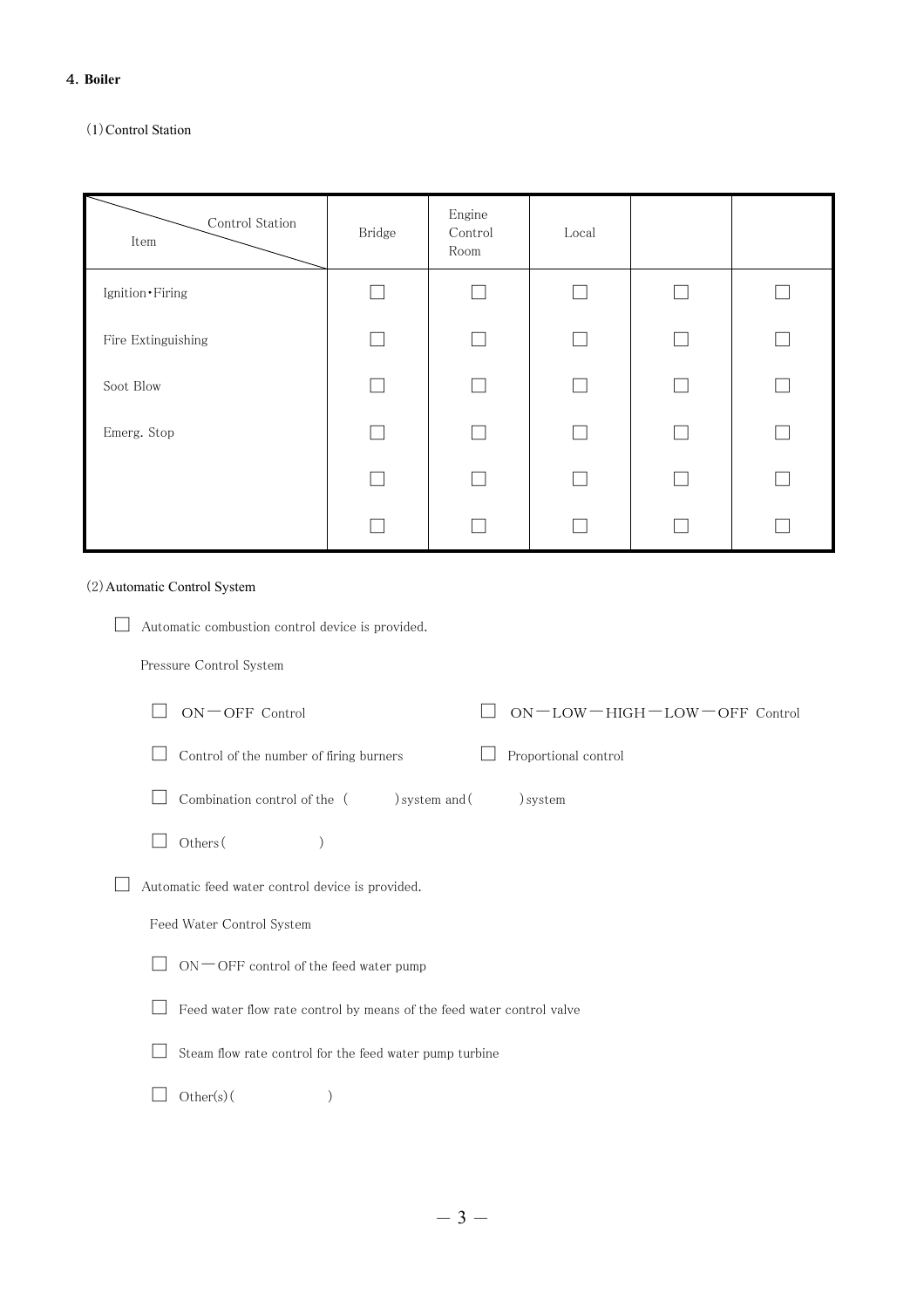## 4. Boiler

### (1) Control Station

| Item \ Control Station | Bridge | Engine Control Room | Local | | |
|---|---|---|---|---|---|
| Ignition・Firing | ☐ | ☐ | ☐ | ☐ | ☐ |
| Fire Extinguishing | ☐ | ☐ | ☐ | ☐ | ☐ |
| Soot Blow | ☐ | ☐ | ☐ | ☐ | ☐ |
| Emerg. Stop | ☐ | ☐ | ☐ | ☐ | ☐ |
| | ☐ | ☐ | ☐ | ☐ | ☐ |
| | ☐ | ☐ | ☐ | ☐ | ☐ |

### (2) Automatic Control System

☐ Automatic combustion control device is provided.

Pressure Control System

- ☐ ON－OFF Control
- ☐ ON－LOW－HIGH－LOW－OFF Control
- ☐ Control of the number of firing burners
- ☐ Proportional control
- ☐ Combination control of the ( ) system and ( ) system
- ☐ Others ( )

☐ Automatic feed water control device is provided.

Feed Water Control System

- ☐ ON－OFF control of the feed water pump
- ☐ Feed water flow rate control by means of the feed water control valve
- ☐ Steam flow rate control for the feed water pump turbine
- ☐ Other(s) ( )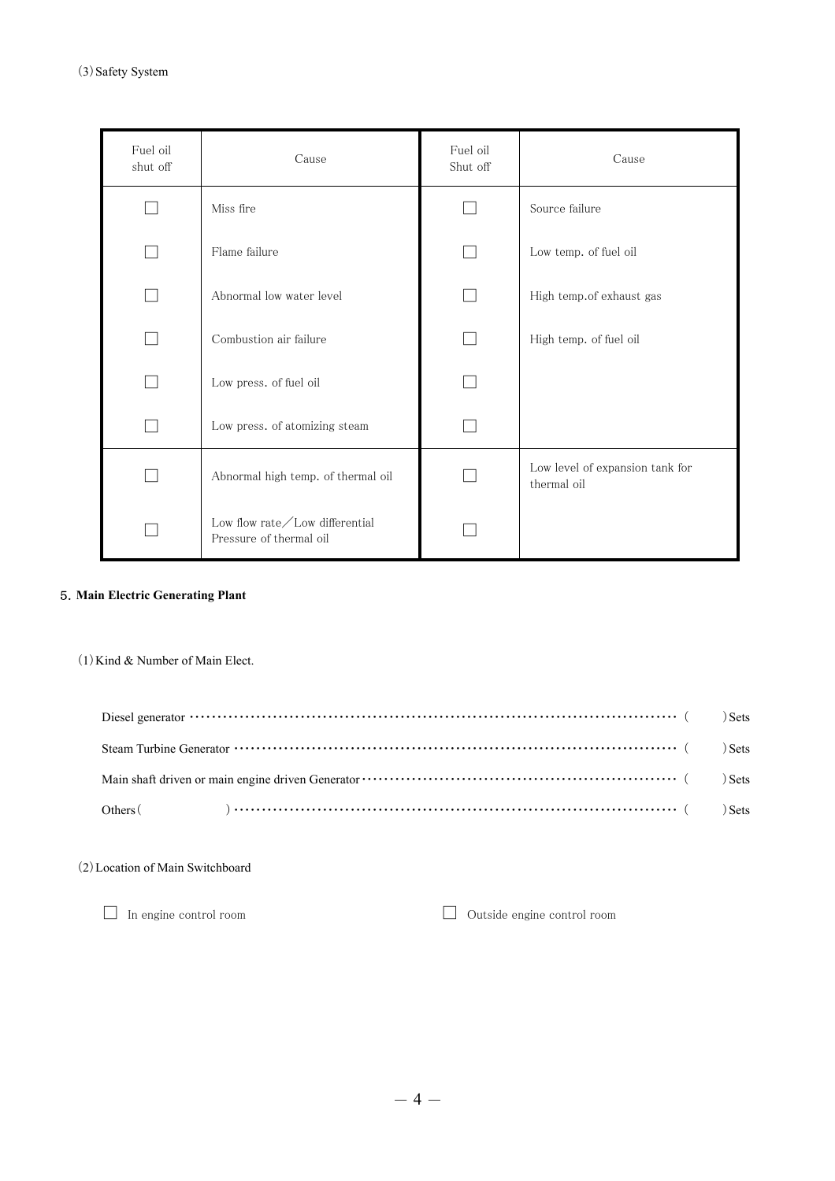(3) Safety System

| Fuel oil shut off | Cause | Fuel oil Shut off | Cause |
|---|---|---|---|
| ☐ | Miss fire | ☐ | Source failure |
| ☐ | Flame failure | ☐ | Low temp. of fuel oil |
| ☐ | Abnormal low water level | ☐ | High temp.of exhaust gas |
| ☐ | Combustion air failure | ☐ | High temp. of fuel oil |
| ☐ | Low press. of fuel oil | ☐ | |
| ☐ | Low press. of atomizing steam | ☐ | |
| ☐ | Abnormal high temp. of thermal oil | ☐ | Low level of expansion tank for thermal oil |
| ☐ | Low flow rate／Low differential Pressure of thermal oil | ☐ | |

## 5. Main Electric Generating Plant

(1) Kind & Number of Main Elect.

Diesel generator ………………………………………………………………………………… (　　　) Sets

Steam Turbine Generator ………………………………………………………………………… (　　　) Sets

Main shaft driven or main engine driven Generator ……………………………………………… (　　　) Sets

Others (　　　　　　) ……………………………………………………………………………… (　　　) Sets

(2) Location of Main Switchboard

☐ In engine control room　　　　☐ Outside engine control room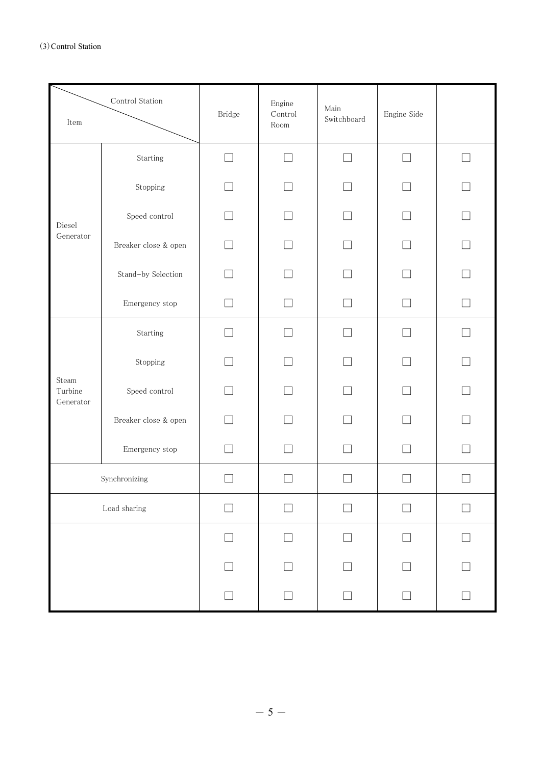(3) Control Station

| Item \ Control Station | | Bridge | Engine Control Room | Main Switchboard | Engine Side | |
|---|---|---|---|---|---|---|
| Diesel Generator | Starting | ☐ | ☐ | ☐ | ☐ | ☐ |
| | Stopping | ☐ | ☐ | ☐ | ☐ | ☐ |
| | Speed control | ☐ | ☐ | ☐ | ☐ | ☐ |
| | Breaker close & open | ☐ | ☐ | ☐ | ☐ | ☐ |
| | Stand-by Selection | ☐ | ☐ | ☐ | ☐ | ☐ |
| | Emergency stop | ☐ | ☐ | ☐ | ☐ | ☐ |
| Steam Turbine Generator | Starting | ☐ | ☐ | ☐ | ☐ | ☐ |
| | Stopping | ☐ | ☐ | ☐ | ☐ | ☐ |
| | Speed control | ☐ | ☐ | ☐ | ☐ | ☐ |
| | Breaker close & open | ☐ | ☐ | ☐ | ☐ | ☐ |
| | Emergency stop | ☐ | ☐ | ☐ | ☐ | ☐ |
| Synchronizing | | ☐ | ☐ | ☐ | ☐ | ☐ |
| Load sharing | | ☐ | ☐ | ☐ | ☐ | ☐ |
| | | ☐ | ☐ | ☐ | ☐ | ☐ |
| | | ☐ | ☐ | ☐ | ☐ | ☐ |
| | | ☐ | ☐ | ☐ | ☐ | ☐ |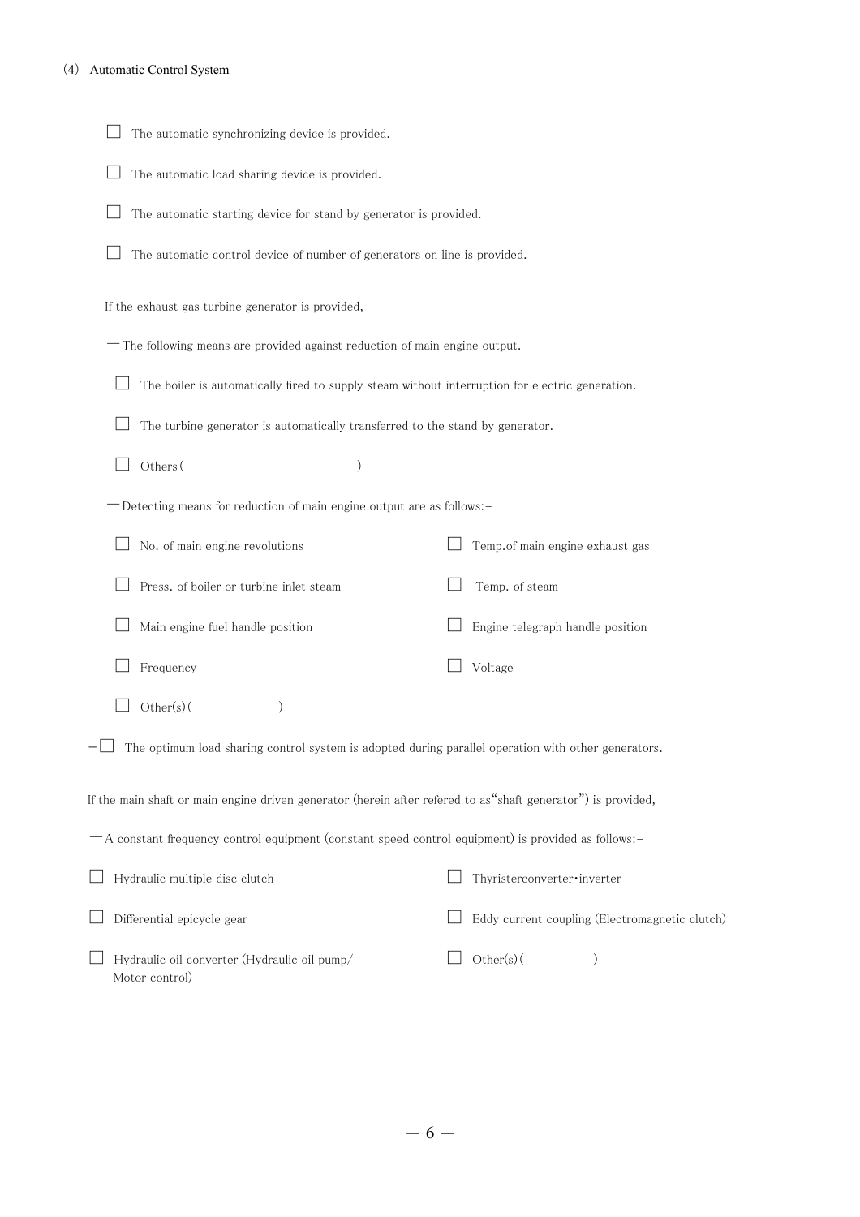(4) Automatic Control System

- ☐ The automatic synchronizing device is provided.
- ☐ The automatic load sharing device is provided.
- ☐ The automatic starting device for stand by generator is provided.
- ☐ The automatic control device of number of generators on line is provided.

If the exhaust gas turbine generator is provided,

— The following means are provided against reduction of main engine output.

- ☐ The boiler is automatically fired to supply steam without interruption for electric generation.
- ☐ The turbine generator is automatically transferred to the stand by generator.
- ☐ Others (                                        )

— Detecting means for reduction of main engine output are as follows:-

- ☐ No. of main engine revolutions
- ☐ Temp.of main engine exhaust gas
- ☐ Press. of boiler or turbine inlet steam
- ☐ Temp. of steam
- ☐ Main engine fuel handle position
- ☐ Engine telegraph handle position
- ☐ Frequency
- ☐ Voltage
- ☐ Other(s) (                    )

— ☐ The optimum load sharing control system is adopted during parallel operation with other generators.

If the main shaft or main engine driven generator (herein after refered to as"shaft generator") is provided,

— A constant frequency control equipment (constant speed control equipment) is provided as follows:-

- ☐ Hydraulic multiple disc clutch
- ☐ Thyristerconverter・inverter
- ☐ Differential epicycle gear
- ☐ Eddy current coupling (Electromagnetic clutch)
- ☐ Hydraulic oil converter (Hydraulic oil pump/ Motor control)
- ☐ Other(s) (                    )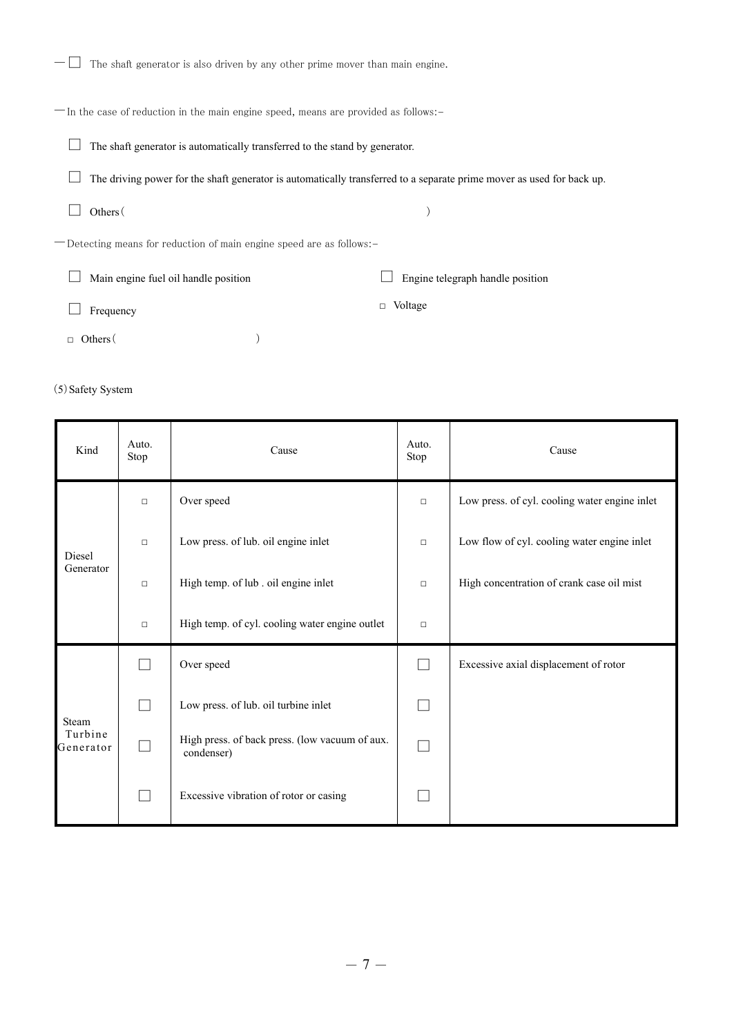－☐ The shaft generator is also driven by any other prime mover than main engine.

－In the case of reduction in the main engine speed, means are provided as follows:－

☐ The shaft generator is automatically transferred to the stand by generator.

☐ The driving power for the shaft generator is automatically transferred to a separate prime mover as used for back up.

☐ Others（ ）

－Detecting means for reduction of main engine speed are as follows:－

☐ Main engine fuel oil handle position ☐ Engine telegraph handle position

☐ Frequency ☐ Voltage

☐ Others（ ）

(5) Safety System

| Kind | Auto. Stop | Cause | Auto. Stop | Cause |
|---|---|---|---|---|
| Diesel Generator | ☐ | Over speed | ☐ | Low press. of cyl. cooling water engine inlet |
| | ☐ | Low press. of lub. oil engine inlet | ☐ | Low flow of cyl. cooling water engine inlet |
| | ☐ | High temp. of lub . oil engine inlet | ☐ | High concentration of crank case oil mist |
| | ☐ | High temp. of cyl. cooling water engine outlet | ☐ | |
| Steam Turbine Generator | ☐ | Over speed | ☐ | Excessive axial displacement of rotor |
| | ☐ | Low press. of lub. oil turbine inlet | ☐ | |
| | ☐ | High press. of back press. (low vacuum of aux. condenser) | ☐ | |
| | ☐ | Excessive vibration of rotor or casing | ☐ | |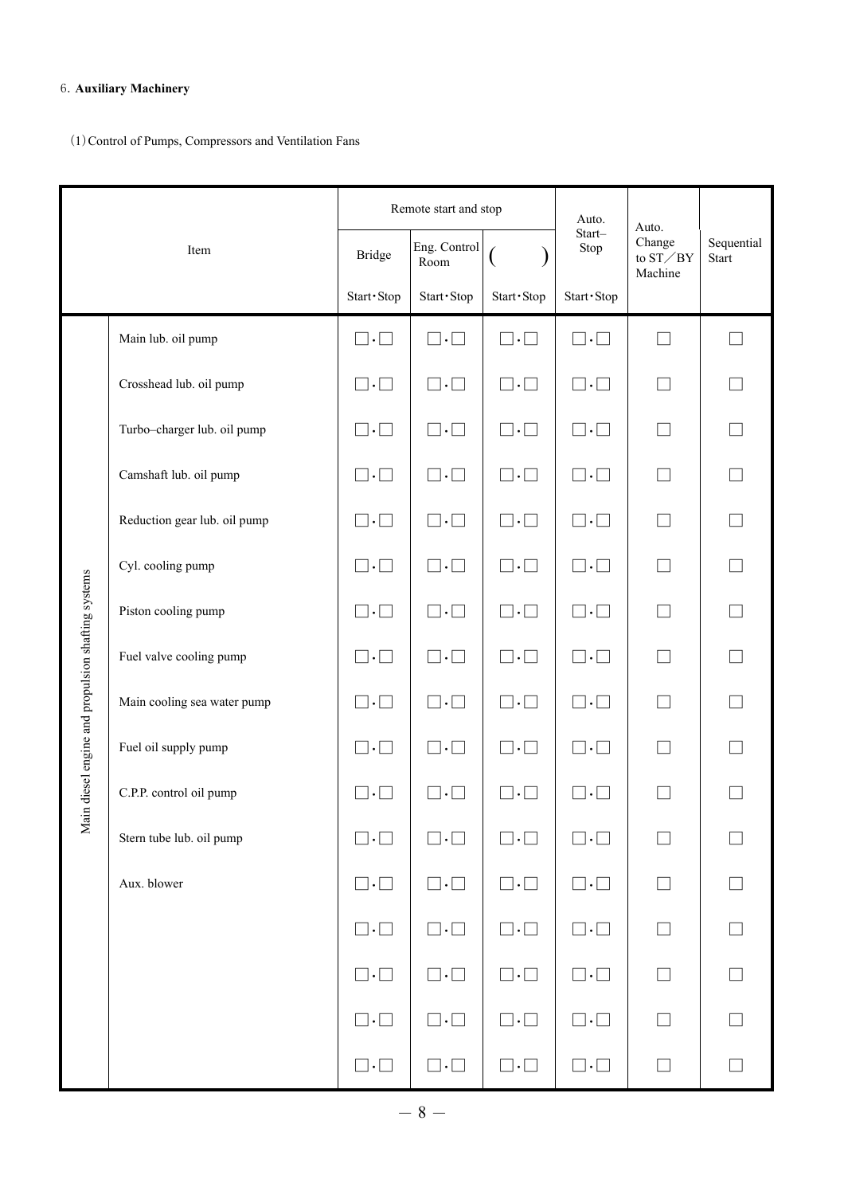6. **Auxiliary Machinery**

(1) Control of Pumps, Compressors and Ventilation Fans

| Item | | Remote start and stop | | | Auto. Start–Stop | Auto. Change to ST／BY Machine | Sequential Start |
|---|---|---|---|---|---|---|---|
| | | Bridge | Eng. Control Room | (　　) | | | |
| | | Start・Stop | Start・Stop | Start・Stop | Start・Stop | | |
| Main diesel engine and propulsion shafting systems | Main lub. oil pump | □・□ | □・□ | □・□ | □・□ | □ | □ |
| | Crosshead lub. oil pump | □・□ | □・□ | □・□ | □・□ | □ | □ |
| | Turbo–charger lub. oil pump | □・□ | □・□ | □・□ | □・□ | □ | □ |
| | Camshaft lub. oil pump | □・□ | □・□ | □・□ | □・□ | □ | □ |
| | Reduction gear lub. oil pump | □・□ | □・□ | □・□ | □・□ | □ | □ |
| | Cyl. cooling pump | □・□ | □・□ | □・□ | □・□ | □ | □ |
| | Piston cooling pump | □・□ | □・□ | □・□ | □・□ | □ | □ |
| | Fuel valve cooling pump | □・□ | □・□ | □・□ | □・□ | □ | □ |
| | Main cooling sea water pump | □・□ | □・□ | □・□ | □・□ | □ | □ |
| | Fuel oil supply pump | □・□ | □・□ | □・□ | □・□ | □ | □ |
| | C.P.P. control oil pump | □・□ | □・□ | □・□ | □・□ | □ | □ |
| | Stern tube lub. oil pump | □・□ | □・□ | □・□ | □・□ | □ | □ |
| | Aux. blower | □・□ | □・□ | □・□ | □・□ | □ | □ |
| | | □・□ | □・□ | □・□ | □・□ | □ | □ |
| | | □・□ | □・□ | □・□ | □・□ | □ | □ |
| | | □・□ | □・□ | □・□ | □・□ | □ | □ |
| | | □・□ | □・□ | □・□ | □・□ | □ | □ |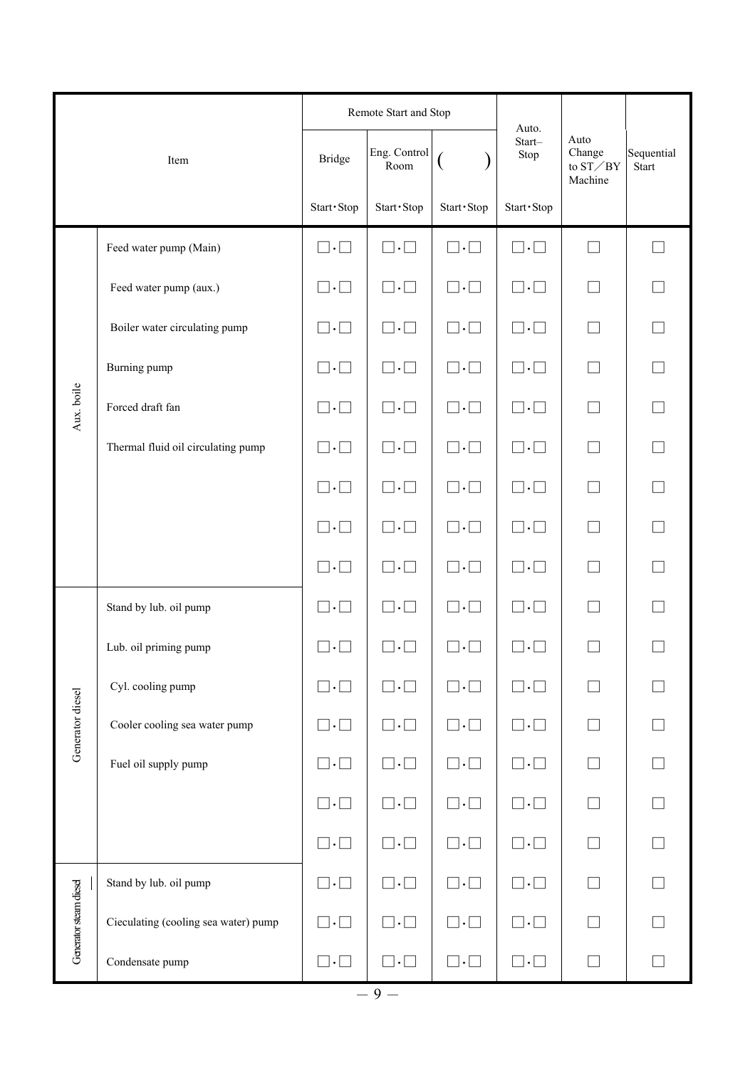| Item | | Remote Start and Stop | | | Auto. Start–Stop | Auto Change to ST／BY Machine | Sequential Start |
|---|---|---|---|---|---|---|---|
| | | Bridge | Eng. Control Room | (　　) | | | |
| | | Start･Stop | Start･Stop | Start･Stop | Start･Stop | | |
| Aux. boile | Feed water pump (Main) | □･□ | □･□ | □･□ | □･□ | □ | □ |
| | Feed water pump (aux.) | □･□ | □･□ | □･□ | □･□ | □ | □ |
| | Boiler water circulating pump | □･□ | □･□ | □･□ | □･□ | □ | □ |
| | Burning pump | □･□ | □･□ | □･□ | □･□ | □ | □ |
| | Forced draft fan | □･□ | □･□ | □･□ | □･□ | □ | □ |
| | Thermal fluid oil circulating pump | □･□ | □･□ | □･□ | □･□ | □ | □ |
| | | □･□ | □･□ | □･□ | □･□ | □ | □ |
| | | □･□ | □･□ | □･□ | □･□ | □ | □ |
| | | □･□ | □･□ | □･□ | □･□ | □ | □ |
| Generator diesel | Stand by lub. oil pump | □･□ | □･□ | □･□ | □･□ | □ | □ |
| | Lub. oil priming pump | □･□ | □･□ | □･□ | □･□ | □ | □ |
| | Cyl. cooling pump | □･□ | □･□ | □･□ | □･□ | □ | □ |
| | Cooler cooling sea water pump | □･□ | □･□ | □･□ | □･□ | □ | □ |
| | Fuel oil supply pump | □･□ | □･□ | □･□ | □･□ | □ | □ |
| | | □･□ | □･□ | □･□ | □･□ | □ | □ |
| | | □･□ | □･□ | □･□ | □･□ | □ | □ |
| Generator steam diesel | Stand by lub. oil pump | □･□ | □･□ | □･□ | □･□ | □ | □ |
| | Cieculating (cooling sea water) pump | □･□ | □･□ | □･□ | □･□ | □ | □ |
| | Condensate pump | □･□ | □･□ | □･□ | □･□ | □ | □ |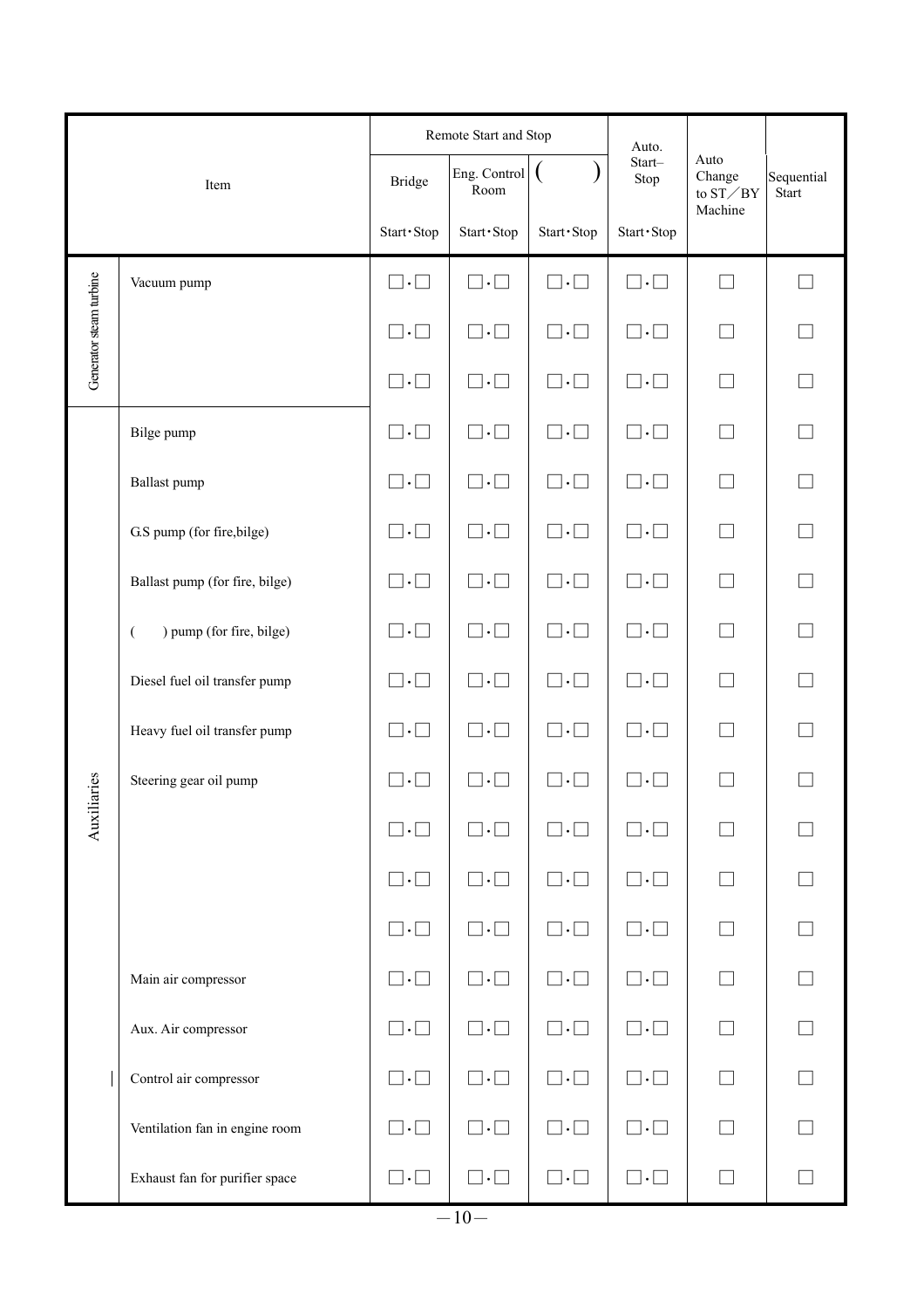| Item | | Remote Start and Stop | | | Auto. Start–Stop | Auto Change to ST／BY Machine | Sequential Start |
|---|---|---|---|---|---|---|---|
| | | Bridge | Eng. Control Room | ( ) | | | |
| | | Start・Stop | Start・Stop | Start・Stop | Start・Stop | | |
| Generator steam turbine | Vacuum pump | □・□ | □・□ | □・□ | □・□ | □ | □ |
| | | □・□ | □・□ | □・□ | □・□ | □ | □ |
| | | □・□ | □・□ | □・□ | □・□ | □ | □ |
| Auxiliaries | Bilge pump | □・□ | □・□ | □・□ | □・□ | □ | □ |
| | Ballast pump | □・□ | □・□ | □・□ | □・□ | □ | □ |
| | G.S pump (for fire,bilge) | □・□ | □・□ | □・□ | □・□ | □ | □ |
| | Ballast pump (for fire, bilge) | □・□ | □・□ | □・□ | □・□ | □ | □ |
| | ( ) pump (for fire, bilge) | □・□ | □・□ | □・□ | □・□ | □ | □ |
| | Diesel fuel oil transfer pump | □・□ | □・□ | □・□ | □・□ | □ | □ |
| | Heavy fuel oil transfer pump | □・□ | □・□ | □・□ | □・□ | □ | □ |
| | Steering gear oil pump | □・□ | □・□ | □・□ | □・□ | □ | □ |
| | | □・□ | □・□ | □・□ | □・□ | □ | □ |
| | | □・□ | □・□ | □・□ | □・□ | □ | □ |
| | | □・□ | □・□ | □・□ | □・□ | □ | □ |
| | Main air compressor | □・□ | □・□ | □・□ | □・□ | □ | □ |
| | Aux. Air compressor | □・□ | □・□ | □・□ | □・□ | □ | □ |
| | Control air compressor | □・□ | □・□ | □・□ | □・□ | □ | □ |
| | Ventilation fan in engine room | □・□ | □・□ | □・□ | □・□ | □ | □ |
| | Exhaust fan for purifier space | □・□ | □・□ | □・□ | □・□ | □ | □ |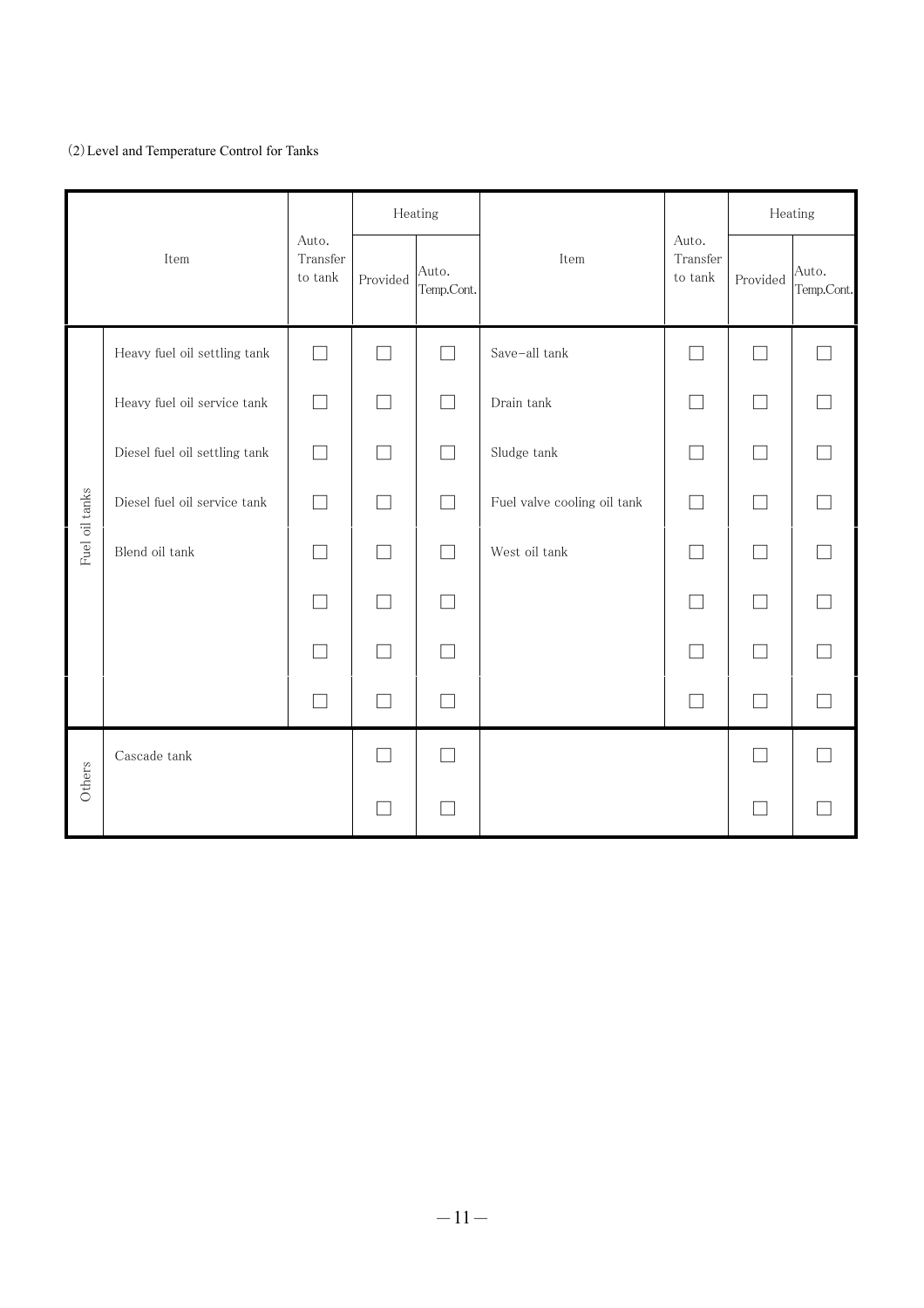(2) Level and Temperature Control for Tanks

| | Item | Auto. Transfer to tank | Heating | | Item | Auto. Transfer to tank | Heating | |
|---|---|---|---|---|---|---|---|---|
| | | | Provided | Auto. Temp.Cont. | | | Provided | Auto. Temp.Cont. |
| Fuel oil tanks | Heavy fuel oil settling tank | ☐ | ☐ | ☐ | Save-all tank | ☐ | ☐ | ☐ |
| | Heavy fuel oil service tank | ☐ | ☐ | ☐ | Drain tank | ☐ | ☐ | ☐ |
| | Diesel fuel oil settling tank | ☐ | ☐ | ☐ | Sludge tank | ☐ | ☐ | ☐ |
| | Diesel fuel oil service tank | ☐ | ☐ | ☐ | Fuel valve cooling oil tank | ☐ | ☐ | ☐ |
| | Blend oil tank | ☐ | ☐ | ☐ | West oil tank | ☐ | ☐ | ☐ |
| | | ☐ | ☐ | ☐ | | ☐ | ☐ | ☐ |
| | | ☐ | ☐ | ☐ | | ☐ | ☐ | ☐ |
| | | ☐ | ☐ | ☐ | | ☐ | ☐ | ☐ |
| Others | Cascade tank | | ☐ | ☐ | | | ☐ | ☐ |
| | | | ☐ | ☐ | | | ☐ | ☐ |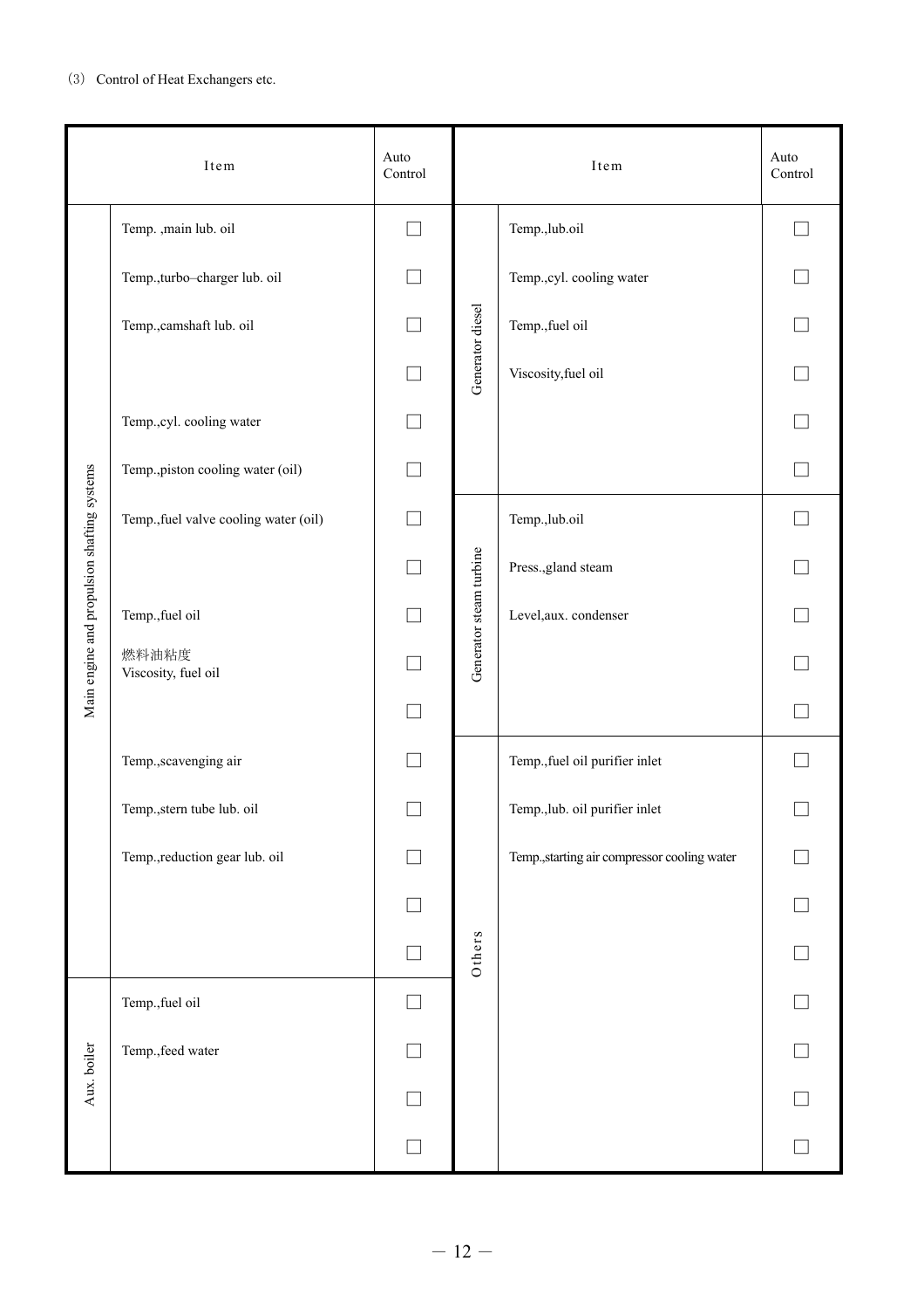(3) Control of Heat Exchangers etc.

| Item | | Auto Control | Item | | Auto Control |
|---|---|---|---|---|---|
| Main engine and propulsion shafting systems | Temp. ,main lub. oil | ☐ | Generator diesel | Temp.,lub.oil | ☐ |
| | Temp.,turbo–charger lub. oil | ☐ | | Temp.,cyl. cooling water | ☐ |
| | Temp.,camshaft lub. oil | ☐ | | Temp.,fuel oil | ☐ |
| | | ☐ | | Viscosity,fuel oil | ☐ |
| | Temp.,cyl. cooling water | ☐ | | | ☐ |
| | Temp.,piston cooling water (oil) | ☐ | | | ☐ |
| | Temp.,fuel valve cooling water (oil) | ☐ | Generator steam turbine | Temp.,lub.oil | ☐ |
| | | ☐ | | Press.,gland steam | ☐ |
| | Temp.,fuel oil | ☐ | | Level,aux. condenser | ☐ |
| | 燃料油粘度<br>Viscosity, fuel oil | ☐ | | | ☐ |
| | | ☐ | | | ☐ |
| | Temp.,scavenging air | ☐ | Others | Temp.,fuel oil purifier inlet | ☐ |
| | Temp.,stern tube lub. oil | ☐ | | Temp.,lub. oil purifier inlet | ☐ |
| | Temp.,reduction gear lub. oil | ☐ | | Temp.,starting air compressor cooling water | ☐ |
| | | ☐ | | | ☐ |
| | | ☐ | | | ☐ |
| Aux. boiler | Temp.,fuel oil | ☐ | | | ☐ |
| | Temp.,feed water | ☐ | | | ☐ |
| | | ☐ | | | ☐ |
| | | ☐ | | | ☐ |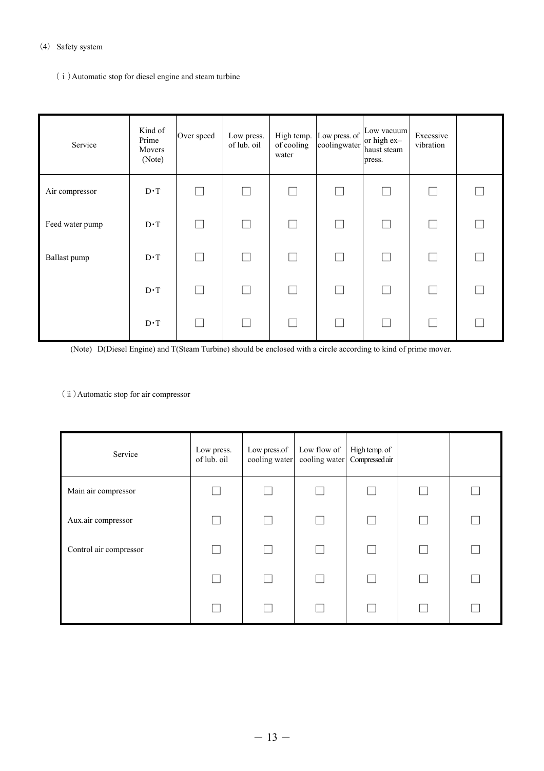(4) Safety system

(ⅰ) Automatic stop for diesel engine and steam turbine

| Service | Kind of Prime Movers (Note) | Over speed | Low press. of lub. oil | High temp. of cooling water | Low press. of coolingwater | Low vacuum or high ex–haust steam press. | Excessive vibration | |
|---|---|---|---|---|---|---|---|---|
| Air compressor | D・T | ☐ | ☐ | ☐ | ☐ | ☐ | ☐ | ☐ |
| Feed water pump | D・T | ☐ | ☐ | ☐ | ☐ | ☐ | ☐ | ☐ |
| Ballast pump | D・T | ☐ | ☐ | ☐ | ☐ | ☐ | ☐ | ☐ |
| | D・T | ☐ | ☐ | ☐ | ☐ | ☐ | ☐ | ☐ |
| | D・T | ☐ | ☐ | ☐ | ☐ | ☐ | ☐ | ☐ |

(Note) D(Diesel Engine) and T(Steam Turbine) should be enclosed with a circle according to kind of prime mover.

(ⅱ) Automatic stop for air compressor

| Service | Low press. of lub. oil | Low press.of cooling water | Low flow of cooling water | High temp. of Compressed air | | |
|---|---|---|---|---|---|---|
| Main air compressor | ☐ | ☐ | ☐ | ☐ | ☐ | ☐ |
| Aux.air compressor | ☐ | ☐ | ☐ | ☐ | ☐ | ☐ |
| Control air compressor | ☐ | ☐ | ☐ | ☐ | ☐ | ☐ |
| | ☐ | ☐ | ☐ | ☐ | ☐ | ☐ |
| | ☐ | ☐ | ☐ | ☐ | ☐ | ☐ |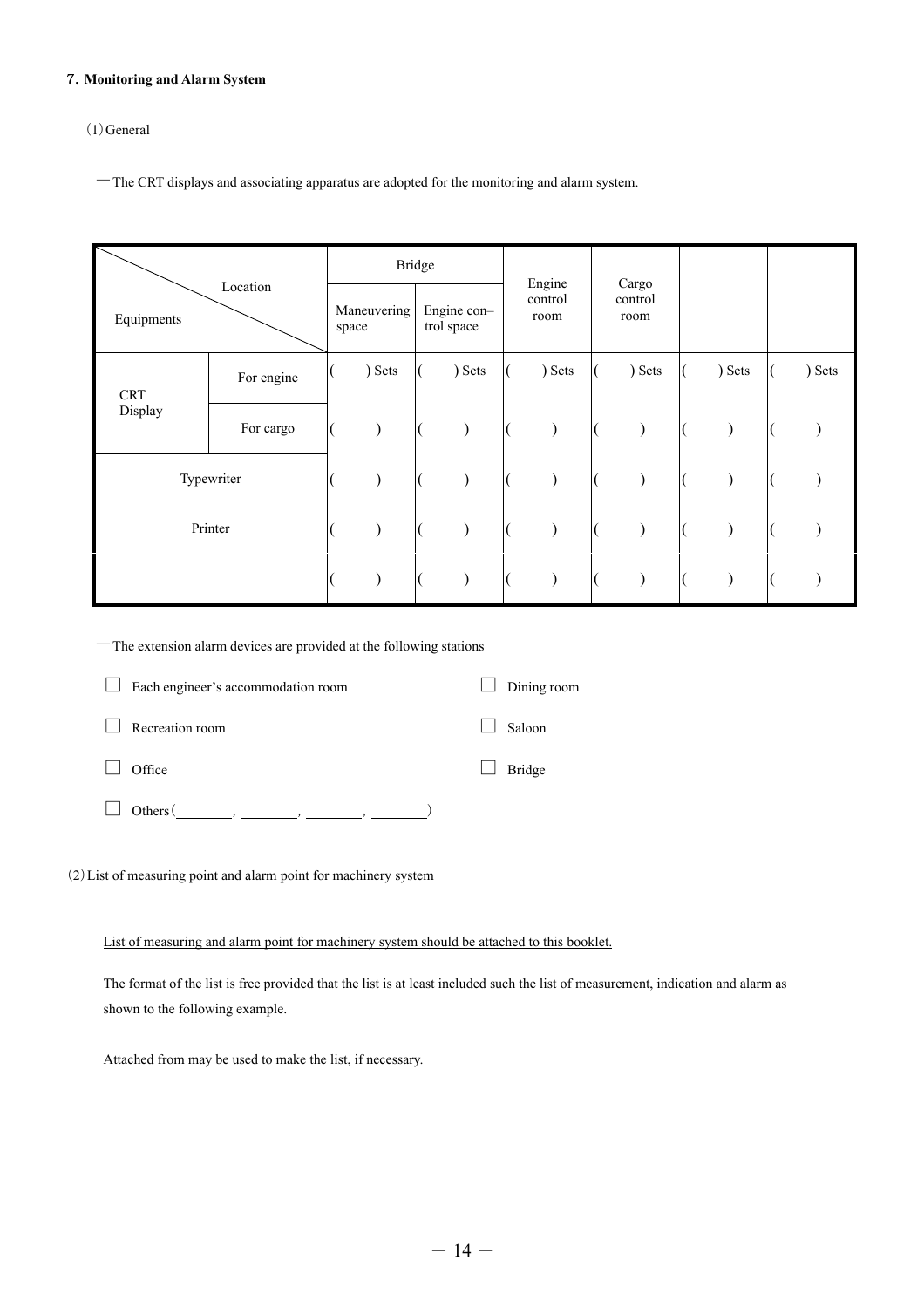**7. Monitoring and Alarm System**

(1) General

— The CRT displays and associating apparatus are adopted for the monitoring and alarm system.

| Equipments \ Location | | Bridge | | Engine control room | Cargo control room | | |
|---|---|---|---|---|---|---|---|
| | | Maneuvering space | Engine con–trol space | | | | |
| CRT Display | For engine | (   ) Sets | (   ) Sets | (   ) Sets | (   ) Sets | (   ) Sets | (   ) Sets |
| | For cargo | (   ) | (   ) | (   ) | (   ) | (   ) | (   ) |
| Typewriter | | (   ) | (   ) | (   ) | (   ) | (   ) | (   ) |
| Printer | | (   ) | (   ) | (   ) | (   ) | (   ) | (   ) |
| | | (   ) | (   ) | (   ) | (   ) | (   ) | (   ) |

— The extension alarm devices are provided at the following stations

☐ Each engineer's accommodation room ☐ Dining room

☐ Recreation room ☐ Saloon

☐ Office ☐ Bridge

☐ Others (________, ________, ________, ________)

(2) List of measuring point and alarm point for machinery system

List of measuring and alarm point for machinery system should be attached to this booklet.

The format of the list is free provided that the list is at least included such the list of measurement, indication and alarm as shown to the following example.

Attached from may be used to make the list, if necessary.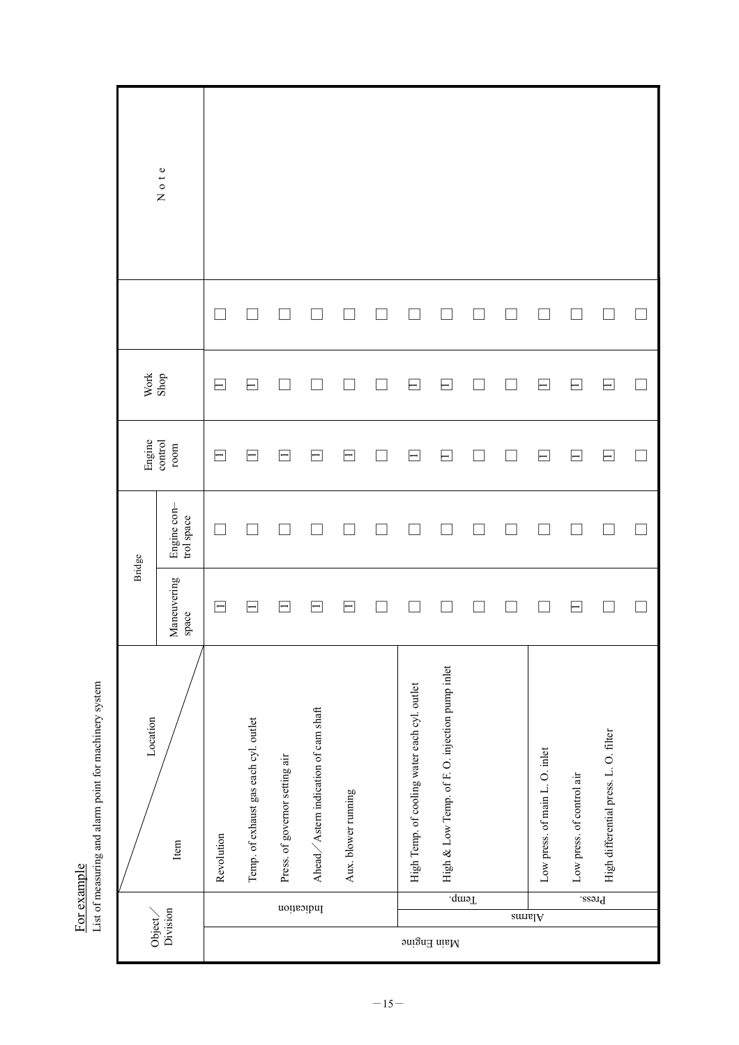For example

List of measuring and alarm point for machinery system

| Object／Division | | | Location／Item | Bridge | | Engine control room | Work Shop | | Note |
|---|---|---|---|---|---|---|---|---|---|
| | | | | Maneuvering space | Engine con-trol space | | | | |
| Main Engine | Indication | | Revolution | ☑ | ☐ | ☑ | ☑ | ☐ | |
| | | | Temp. of exhaust gas each cyl. outlet | ☑ | ☐ | ☑ | ☑ | ☐ | |
| | | | Press. of governor setting air | ☑ | ☐ | ☑ | ☐ | ☐ | |
| | | | Ahead／Astern indication of cam shaft | ☑ | ☐ | ☑ | ☐ | ☐ | |
| | | | Aux. blower running | ☑ | ☐ | ☑ | ☐ | ☐ | |
| | | | | ☐ | ☐ | ☐ | ☐ | ☐ | |
| | Alarms | Temp. | High Temp. of cooling water each cyl. outlet | ☐ | ☐ | ☑ | ☑ | ☐ | |
| | | | High & Low Temp. of F. O. injection pump inlet | ☐ | ☐ | ☑ | ☑ | ☐ | |
| | | | | ☐ | ☐ | ☐ | ☐ | ☐ | |
| | | | | ☐ | ☐ | ☐ | ☐ | ☐ | |
| | | Press. | Low press. of main L. O. inlet | ☐ | ☐ | ☑ | ☑ | ☐ | |
| | | | Low press. of control air | ☑ | ☐ | ☑ | ☑ | ☐ | |
| | | | High differential press. L. O. filter | ☐ | ☐ | ☑ | ☑ | ☐ | |
| | | | | ☐ | ☐ | ☐ | ☐ | ☐ | |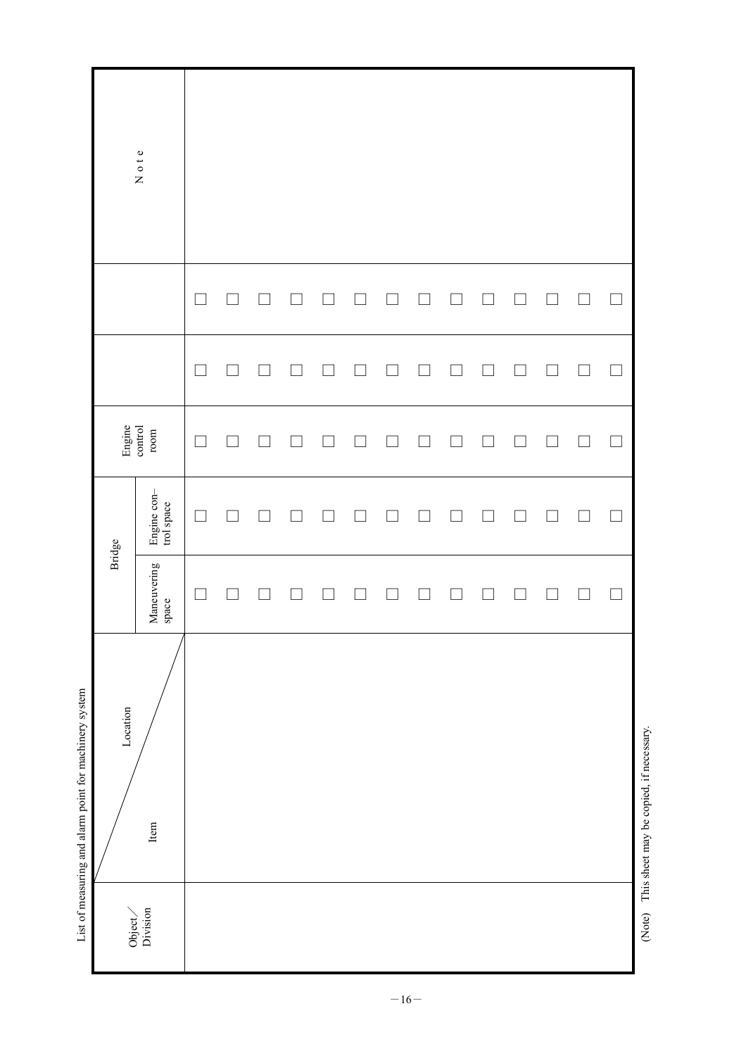List of measuring and alarm point for machinery system

| Object／Division | Item ＼ Location | Bridge | | Engine control room | | | Note |
|---|---|---|---|---|---|---|---|
| | | Maneuvering space | Engine control space | | | | |
| | | □ | □ | □ | □ | □ | |
| | | □ | □ | □ | □ | □ | |
| | | □ | □ | □ | □ | □ | |
| | | □ | □ | □ | □ | □ | |
| | | □ | □ | □ | □ | □ | |
| | | □ | □ | □ | □ | □ | |
| | | □ | □ | □ | □ | □ | |
| | | □ | □ | □ | □ | □ | |
| | | □ | □ | □ | □ | □ | |
| | | □ | □ | □ | □ | □ | |
| | | □ | □ | □ | □ | □ | |
| | | □ | □ | □ | □ | □ | |
| | | □ | □ | □ | □ | □ | |
| | | □ | □ | □ | □ | □ | |

(Note) This sheet may be copied, if necessary.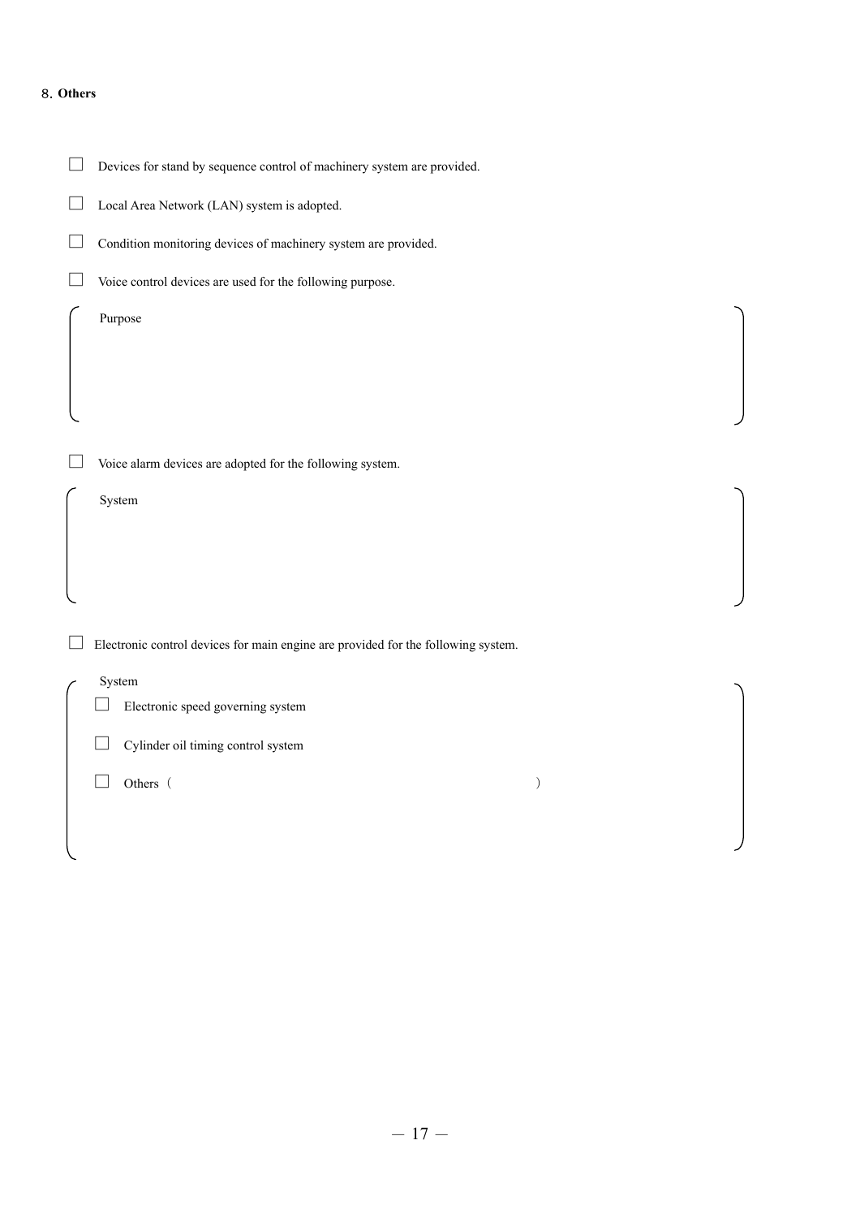## 8. Others

- ☐ Devices for stand by sequence control of machinery system are provided.
- ☐ Local Area Network (LAN) system is adopted.
- ☐ Condition monitoring devices of machinery system are provided.
- ☐ Voice control devices are used for the following purpose.

Purpose

- ☐ Voice alarm devices are adopted for the following system.

System

- ☐ Electronic control devices for main engine are provided for the following system.

System

- ☐ Electronic speed governing system
- ☐ Cylinder oil timing control system
- ☐ Others（　　　　　　　　　　　　　　　　　　　　　　　）